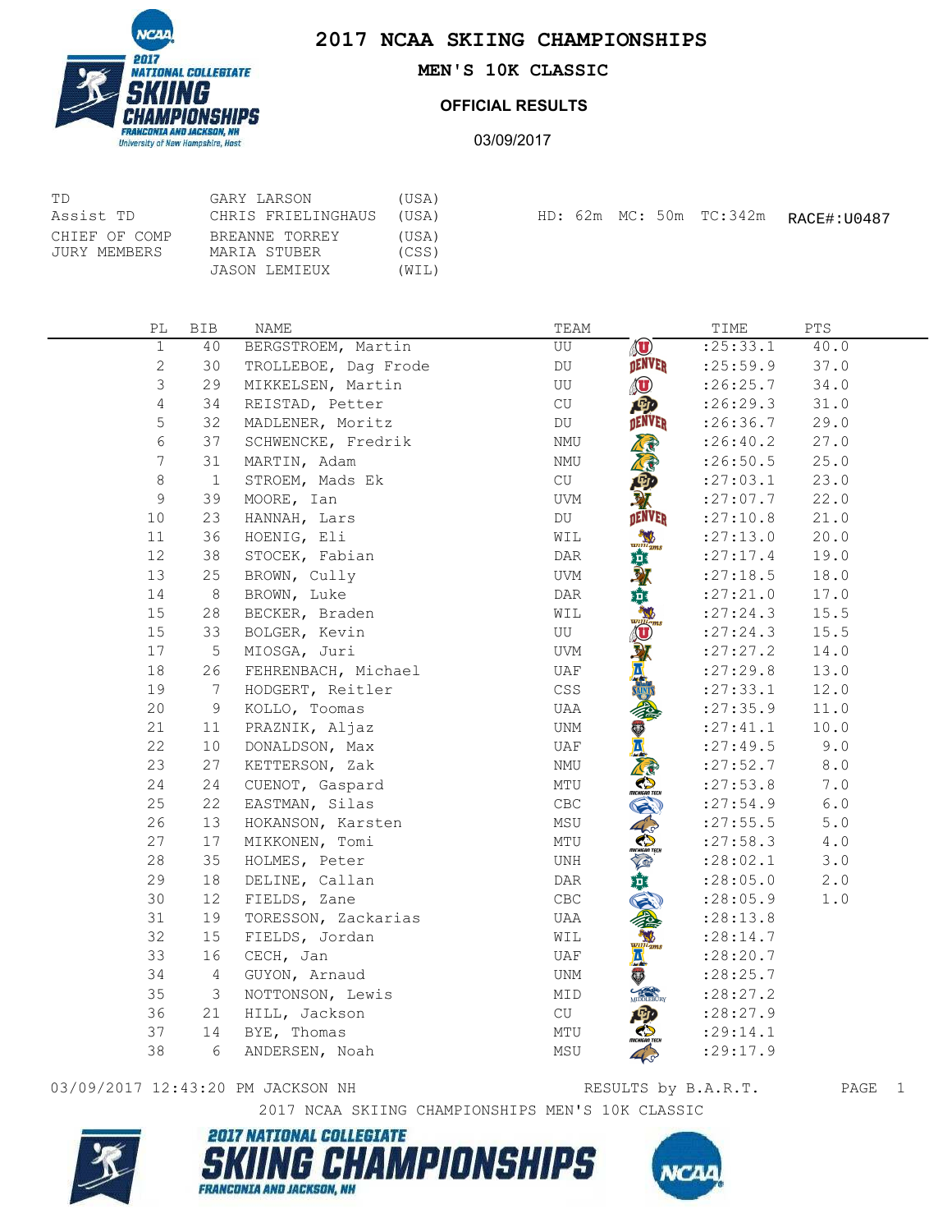# 2017 NCAA SKIING CHAMPIONSHIPS

## MEN'S 10K CLASSIC

### OFFICIAL RESULTS

03/09/2017

| | | |
|---|---|---|
| TD | GARY LARSON | (USA) |
| Assist TD | CHRIS FRIELINGHAUS | (USA) |
| CHIEF OF COMP | BREANNE TORREY | (USA) |
| JURY MEMBERS | MARIA STUBER | (CSS) |
| | JASON LEMIEUX | (WIL) |

HD: 62m MC: 50m TC:342m RACE#:U0487

| PL | BIB | NAME | TEAM | TIME | PTS |
|---|---|---|---|---|---|
| 1 | 40 | BERGSTROEM, Martin | UU | :25:33.1 | 40.0 |
| 2 | 30 | TROLLEBOE, Dag Frode | DU | :25:59.9 | 37.0 |
| 3 | 29 | MIKKELSEN, Martin | UU | :26:25.7 | 34.0 |
| 4 | 34 | REISTAD, Petter | CU | :26:29.3 | 31.0 |
| 5 | 32 | MADLENER, Moritz | DU | :26:36.7 | 29.0 |
| 6 | 37 | SCHWENCKE, Fredrik | NMU | :26:40.2 | 27.0 |
| 7 | 31 | MARTIN, Adam | NMU | :26:50.5 | 25.0 |
| 8 | 1 | STROEM, Mads Ek | CU | :27:03.1 | 23.0 |
| 9 | 39 | MOORE, Ian | UVM | :27:07.7 | 22.0 |
| 10 | 23 | HANNAH, Lars | DU | :27:10.8 | 21.0 |
| 11 | 36 | HOENIG, Eli | WIL | :27:13.0 | 20.0 |
| 12 | 38 | STOCEK, Fabian | DAR | :27:17.4 | 19.0 |
| 13 | 25 | BROWN, Cully | UVM | :27:18.5 | 18.0 |
| 14 | 8 | BROWN, Luke | DAR | :27:21.0 | 17.0 |
| 15 | 28 | BECKER, Braden | WIL | :27:24.3 | 15.5 |
| 15 | 33 | BOLGER, Kevin | UU | :27:24.3 | 15.5 |
| 17 | 5 | MIOSGA, Juri | UVM | :27:27.2 | 14.0 |
| 18 | 26 | FEHRENBACH, Michael | UAF | :27:29.8 | 13.0 |
| 19 | 7 | HODGERT, Reitler | CSS | :27:33.1 | 12.0 |
| 20 | 9 | KOLLO, Toomas | UAA | :27:35.9 | 11.0 |
| 21 | 11 | PRAZNIK, Aljaz | UNM | :27:41.1 | 10.0 |
| 22 | 10 | DONALDSON, Max | UAF | :27:49.5 | 9.0 |
| 23 | 27 | KETTERSON, Zak | NMU | :27:52.7 | 8.0 |
| 24 | 24 | CUENOT, Gaspard | MTU | :27:53.8 | 7.0 |
| 25 | 22 | EASTMAN, Silas | CBC | :27:54.9 | 6.0 |
| 26 | 13 | HOKANSON, Karsten | MSU | :27:55.5 | 5.0 |
| 27 | 17 | MIKKONEN, Tomi | MTU | :27:58.3 | 4.0 |
| 28 | 35 | HOLMES, Peter | UNH | :28:02.1 | 3.0 |
| 29 | 18 | DELINE, Callan | DAR | :28:05.0 | 2.0 |
| 30 | 12 | FIELDS, Zane | CBC | :28:05.9 | 1.0 |
| 31 | 19 | TORESSON, Zackarias | UAA | :28:13.8 | |
| 32 | 15 | FIELDS, Jordan | WIL | :28:14.7 | |
| 33 | 16 | CECH, Jan | UAF | :28:20.7 | |
| 34 | 4 | GUYON, Arnaud | UNM | :28:25.7 | |
| 35 | 3 | NOTTONSON, Lewis | MID | :28:27.2 | |
| 36 | 21 | HILL, Jackson | CU | :28:27.9 | |
| 37 | 14 | BYE, Thomas | MTU | :29:14.1 | |
| 38 | 6 | ANDERSEN, Noah | MSU | :29:17.9 | |

03/09/2017 12:43:20 PM JACKSON NH RESULTS by B.A.R.T.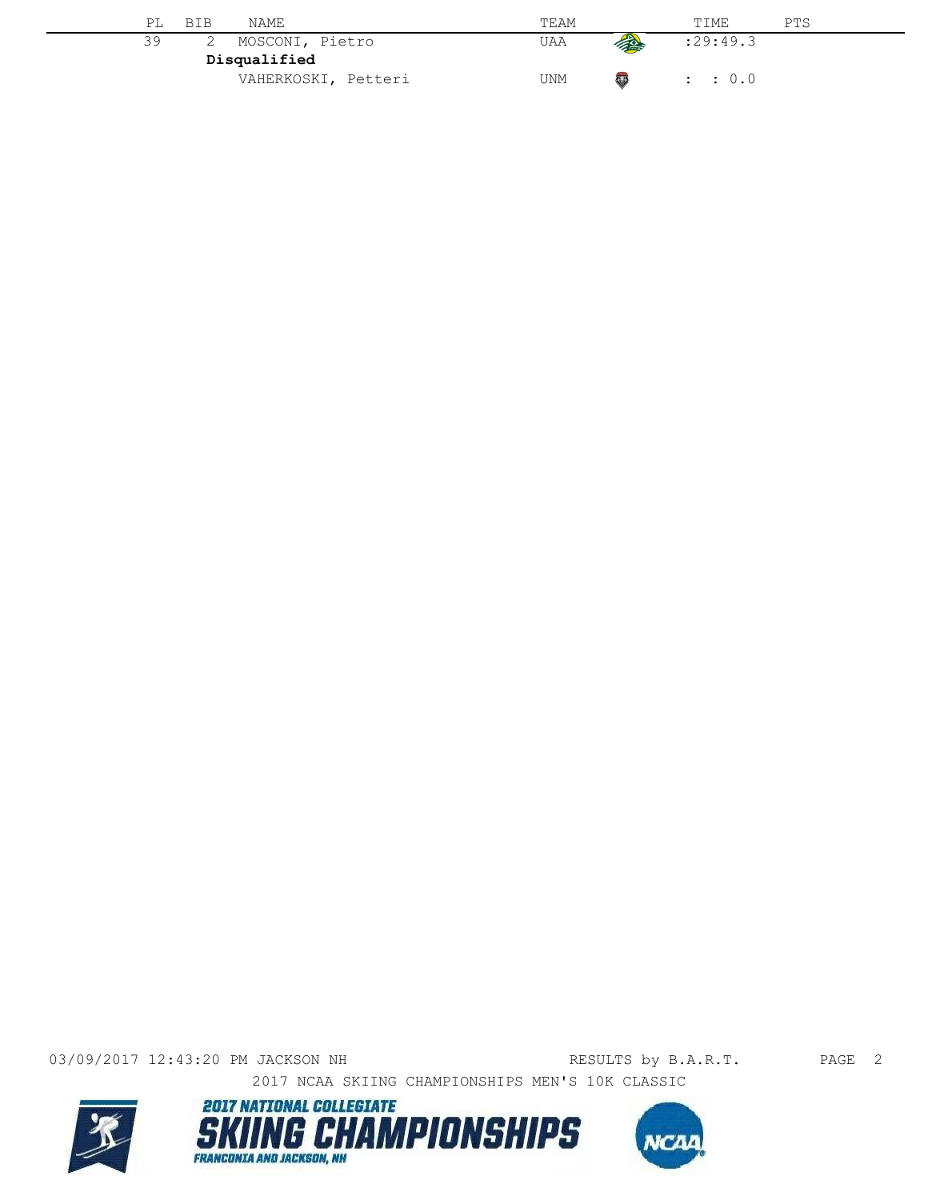| PL | BIB | NAME | TEAM | TIME | PTS |
|---|---|---|---|---|---|
| 39 | 2 | MOSCONI, Pietro | UAA | :29:49.3 | |
| **Disqualified** | | | | | |
| | | VAHERKOSKI, Petteri | UNM | : : 0.0 | |

03/09/2017 12:43:20 PM JACKSON NH RESULTS by B.A.R.T.

2017 NCAA SKIING CHAMPIONSHIPS MEN'S 10K CLASSIC

2017 NATIONAL COLLEGIATE SKIING CHAMPIONSHIPS FRANCONIA AND JACKSON, NH